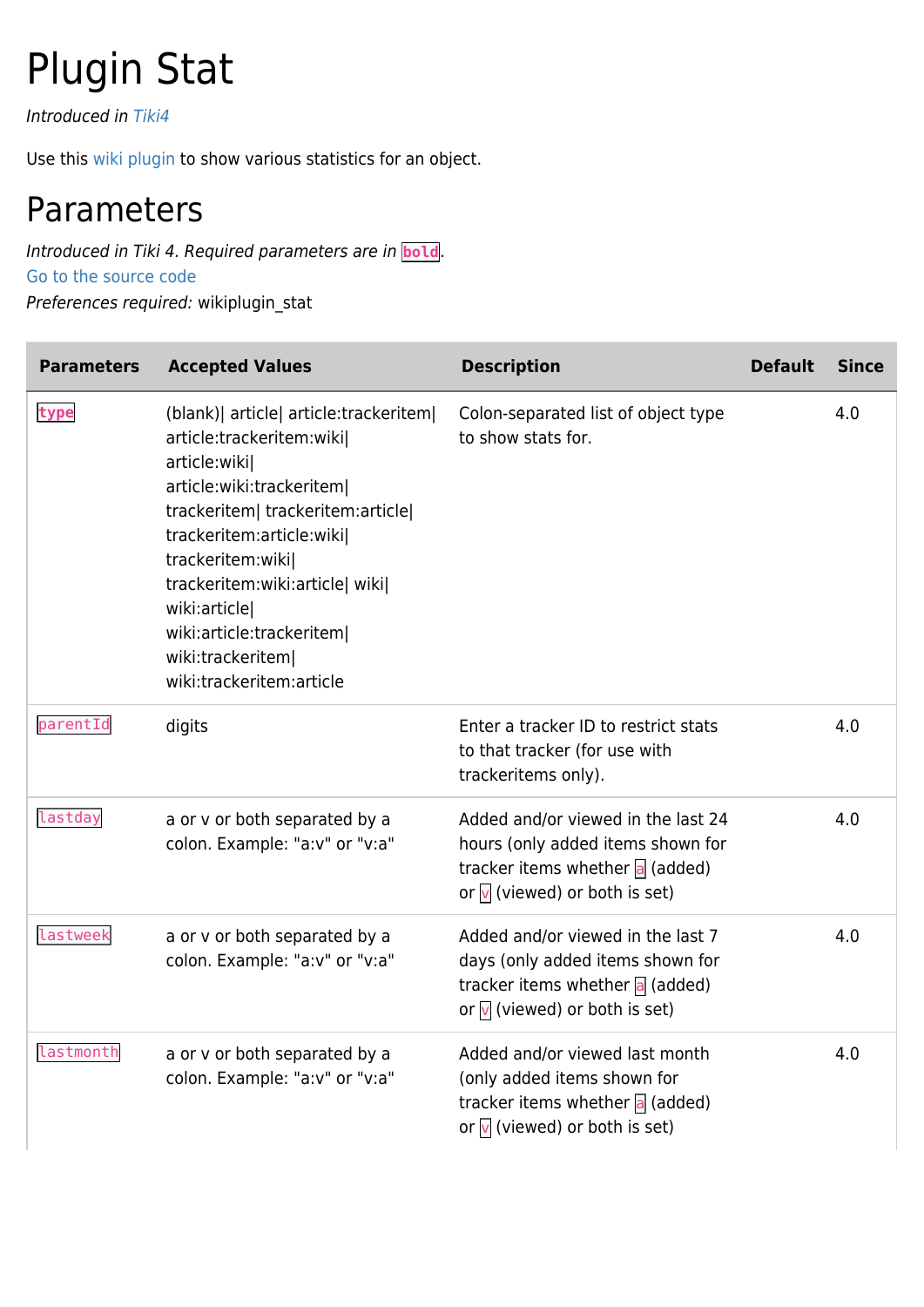# Plugin Stat

*Introduced in Tiki4*

Use this wiki plugin to show various statistics for an object.

## Parameters

*Introduced in Tiki 4. Required parameters are in* `bold`.
Go to the source code
*Preferences required:* wikiplugin_stat

| Parameters | Accepted Values | Description | Default | Since |
|---|---|---|---|---|
| **`type`** | (blank)\| article\| article:trackeritem\| article:trackeritem:wiki\| article:wiki\| article:wiki:trackeritem\| trackeritem\| trackeritem:article\| trackeritem:article:wiki\| trackeritem:wiki\| trackeritem:wiki:article\| wiki\| wiki:article\| wiki:article:trackeritem\| wiki:trackeritem\| wiki:trackeritem:article | Colon-separated list of object type to show stats for. | | 4.0 |
| `parentId` | digits | Enter a tracker ID to restrict stats to that tracker (for use with trackeritems only). | | 4.0 |
| `lastday` | a or v or both separated by a colon. Example: "a:v" or "v:a" | Added and/or viewed in the last 24 hours (only added items shown for tracker items whether `a` (added) or `v` (viewed) or both is set) | | 4.0 |
| `lastweek` | a or v or both separated by a colon. Example: "a:v" or "v:a" | Added and/or viewed in the last 7 days (only added items shown for tracker items whether `a` (added) or `v` (viewed) or both is set) | | 4.0 |
| `lastmonth` | a or v or both separated by a colon. Example: "a:v" or "v:a" | Added and/or viewed last month (only added items shown for tracker items whether `a` (added) or `v` (viewed) or both is set) | | 4.0 |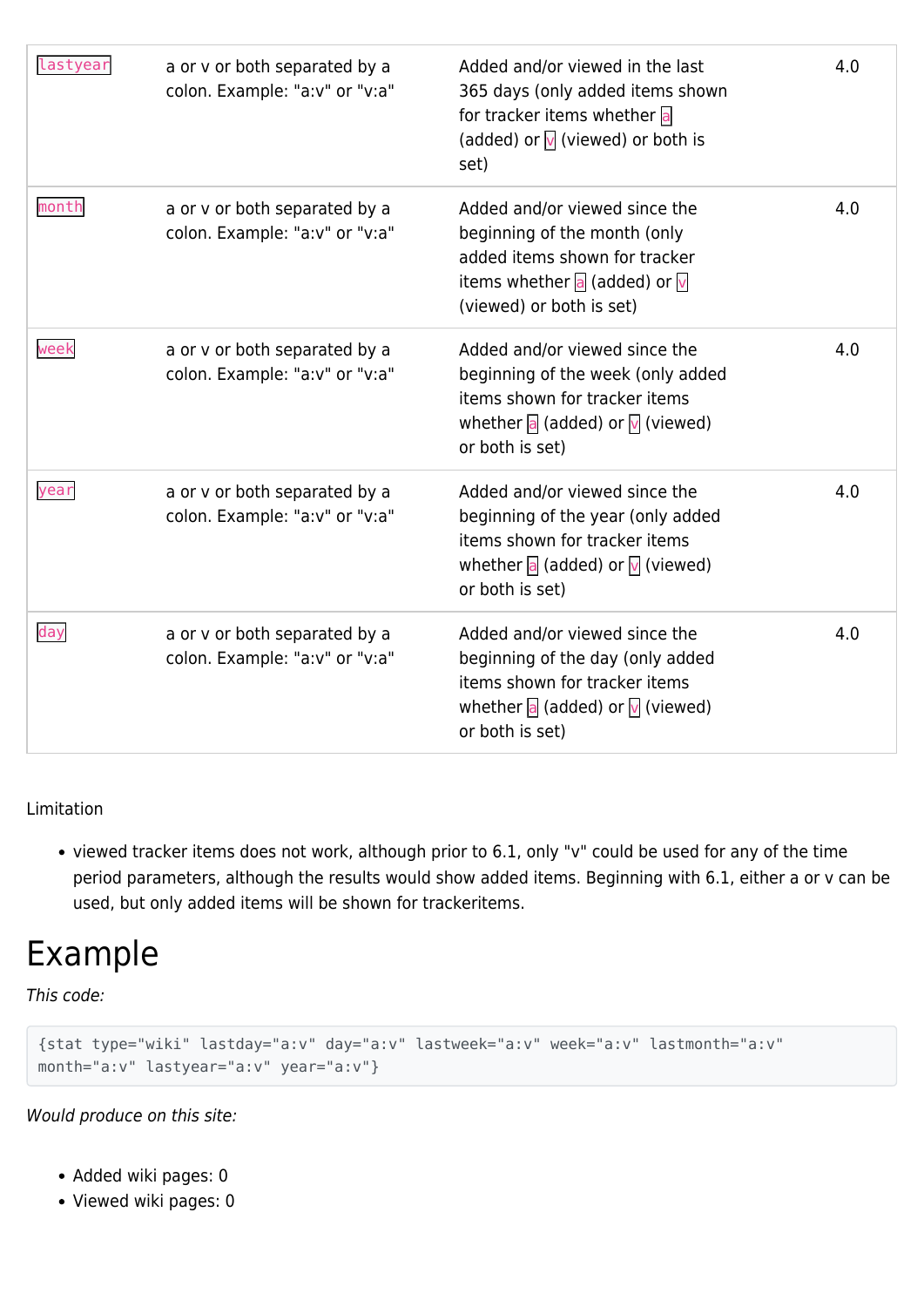| `lastyear` | a or v or both separated by a colon. Example: "a:v" or "v:a" | Added and/or viewed in the last 365 days (only added items shown for tracker items whether `a` (added) or `v` (viewed) or both is set) | 4.0 |
| --- | --- | --- | --- |
| `month` | a or v or both separated by a colon. Example: "a:v" or "v:a" | Added and/or viewed since the beginning of the month (only added items shown for tracker items whether `a` (added) or `v` (viewed) or both is set) | 4.0 |
| `week` | a or v or both separated by a colon. Example: "a:v" or "v:a" | Added and/or viewed since the beginning of the week (only added items shown for tracker items whether `a` (added) or `v` (viewed) or both is set) | 4.0 |
| `year` | a or v or both separated by a colon. Example: "a:v" or "v:a" | Added and/or viewed since the beginning of the year (only added items shown for tracker items whether `a` (added) or `v` (viewed) or both is set) | 4.0 |
| `day` | a or v or both separated by a colon. Example: "a:v" or "v:a" | Added and/or viewed since the beginning of the day (only added items shown for tracker items whether `a` (added) or `v` (viewed) or both is set) | 4.0 |

Limitation

- viewed tracker items does not work, although prior to 6.1, only "v" could be used for any of the time period parameters, although the results would show added items. Beginning with 6.1, either a or v can be used, but only added items will be shown for trackeritems.

# Example

*This code:*

```
{stat type="wiki" lastday="a:v" day="a:v" lastweek="a:v" week="a:v" lastmonth="a:v"
month="a:v" lastyear="a:v" year="a:v"}
```

*Would produce on this site:*

- Added wiki pages: 0
- Viewed wiki pages: 0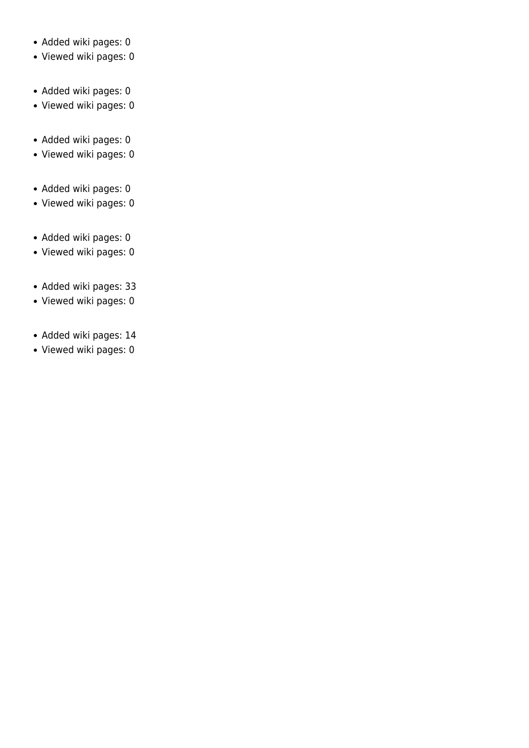- Added wiki pages: 0
- Viewed wiki pages: 0

- Added wiki pages: 0
- Viewed wiki pages: 0

- Added wiki pages: 0
- Viewed wiki pages: 0

- Added wiki pages: 0
- Viewed wiki pages: 0

- Added wiki pages: 0
- Viewed wiki pages: 0

- Added wiki pages: 33
- Viewed wiki pages: 0

- Added wiki pages: 14
- Viewed wiki pages: 0